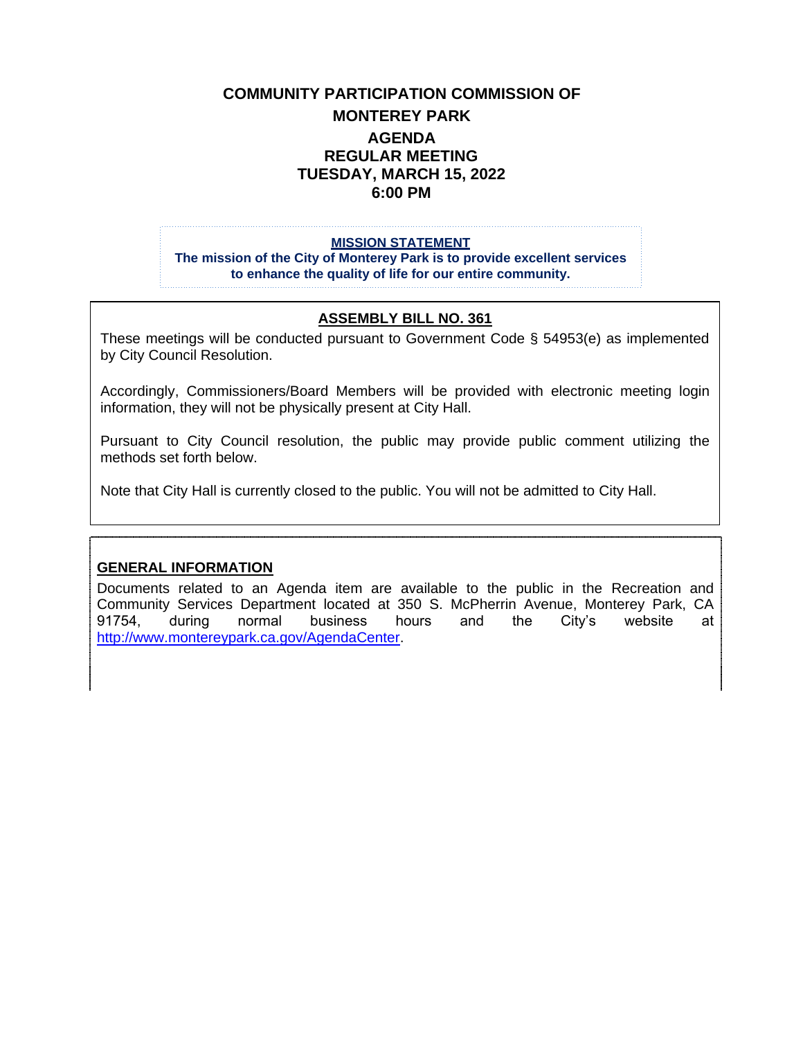# COMMUNITY PARTICIPATION COMMISSION OF MONTEREY PARK

## AGENDA
## REGULAR MEETING
## TUESDAY, MARCH 15, 2022
## 6:00 PM

**MISSION STATEMENT**

**The mission of the City of Monterey Park is to provide excellent services to enhance the quality of life for our entire community.**

### ASSEMBLY BILL NO. 361

These meetings will be conducted pursuant to Government Code § 54953(e) as implemented by City Council Resolution.

Accordingly, Commissioners/Board Members will be provided with electronic meeting login information, they will not be physically present at City Hall.

Pursuant to City Council resolution, the public may provide public comment utilizing the methods set forth below.

Note that City Hall is currently closed to the public. You will not be admitted to City Hall.

### GENERAL INFORMATION

Documents related to an Agenda item are available to the public in the Recreation and Community Services Department located at 350 S. McPherrin Avenue, Monterey Park, CA 91754, during normal business hours and the City's website at http://www.montereypark.ca.gov/AgendaCenter.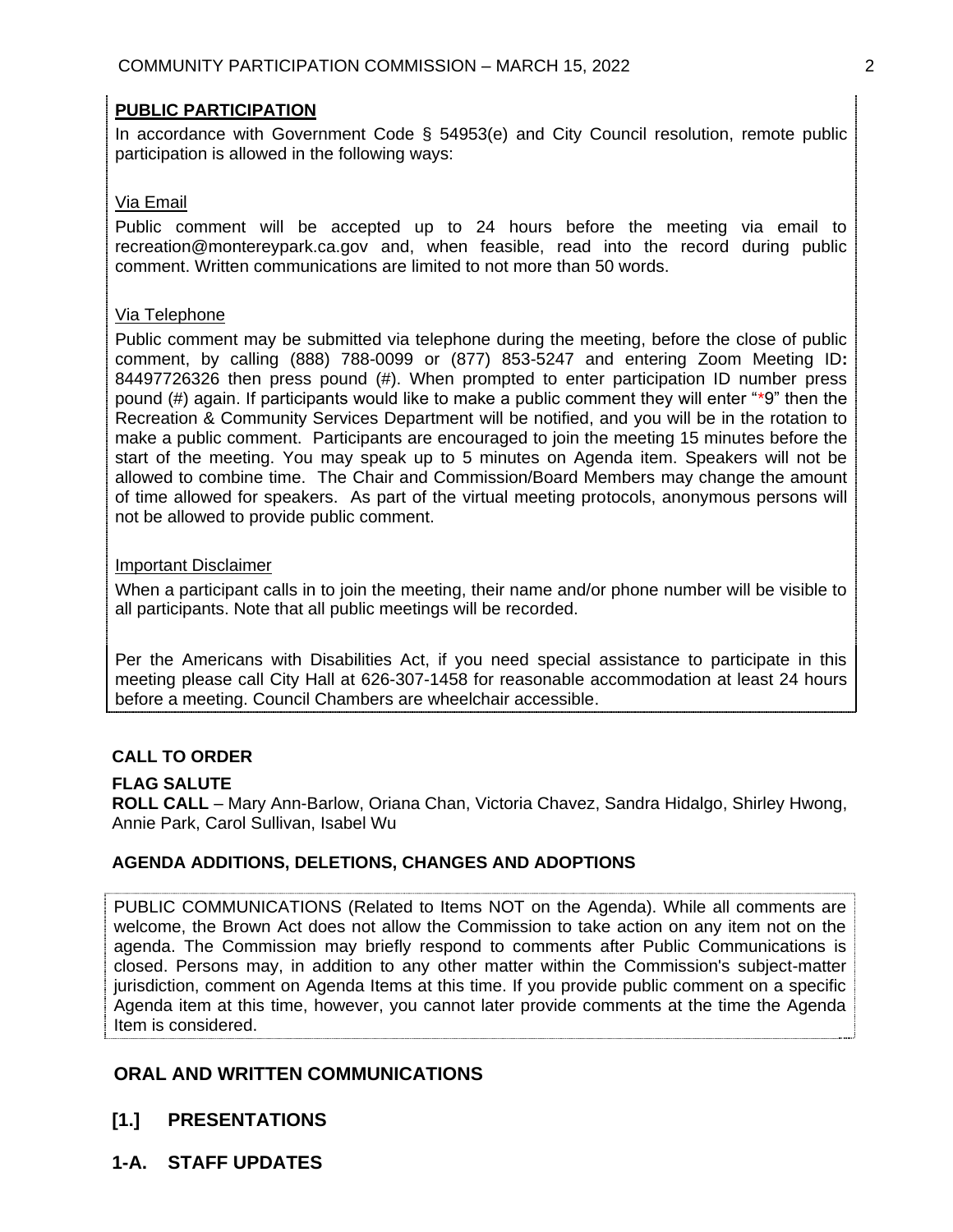## PUBLIC PARTICIPATION

In accordance with Government Code § 54953(e) and City Council resolution, remote public participation is allowed in the following ways:

Via Email

Public comment will be accepted up to 24 hours before the meeting via email to recreation@montereypark.ca.gov and, when feasible, read into the record during public comment. Written communications are limited to not more than 50 words.

Via Telephone

Public comment may be submitted via telephone during the meeting, before the close of public comment, by calling (888) 788-0099 or (877) 853-5247 and entering Zoom Meeting ID: 84497726326 then press pound (#). When prompted to enter participation ID number press pound (#) again. If participants would like to make a public comment they will enter "*9" then the Recreation & Community Services Department will be notified, and you will be in the rotation to make a public comment. Participants are encouraged to join the meeting 15 minutes before the start of the meeting. You may speak up to 5 minutes on Agenda item. Speakers will not be allowed to combine time. The Chair and Commission/Board Members may change the amount of time allowed for speakers. As part of the virtual meeting protocols, anonymous persons will not be allowed to provide public comment.

Important Disclaimer

When a participant calls in to join the meeting, their name and/or phone number will be visible to all participants. Note that all public meetings will be recorded.

Per the Americans with Disabilities Act, if you need special assistance to participate in this meeting please call City Hall at 626-307-1458 for reasonable accommodation at least 24 hours before a meeting. Council Chambers are wheelchair accessible.

**CALL TO ORDER**

**FLAG SALUTE**

**ROLL CALL** – Mary Ann-Barlow, Oriana Chan, Victoria Chavez, Sandra Hidalgo, Shirley Hwong, Annie Park, Carol Sullivan, Isabel Wu

**AGENDA ADDITIONS, DELETIONS, CHANGES AND ADOPTIONS**

PUBLIC COMMUNICATIONS (Related to Items NOT on the Agenda). While all comments are welcome, the Brown Act does not allow the Commission to take action on any item not on the agenda. The Commission may briefly respond to comments after Public Communications is closed. Persons may, in addition to any other matter within the Commission's subject-matter jurisdiction, comment on Agenda Items at this time. If you provide public comment on a specific Agenda item at this time, however, you cannot later provide comments at the time the Agenda Item is considered.

## ORAL AND WRITTEN COMMUNICATIONS

## [1.] PRESENTATIONS

## 1-A. STAFF UPDATES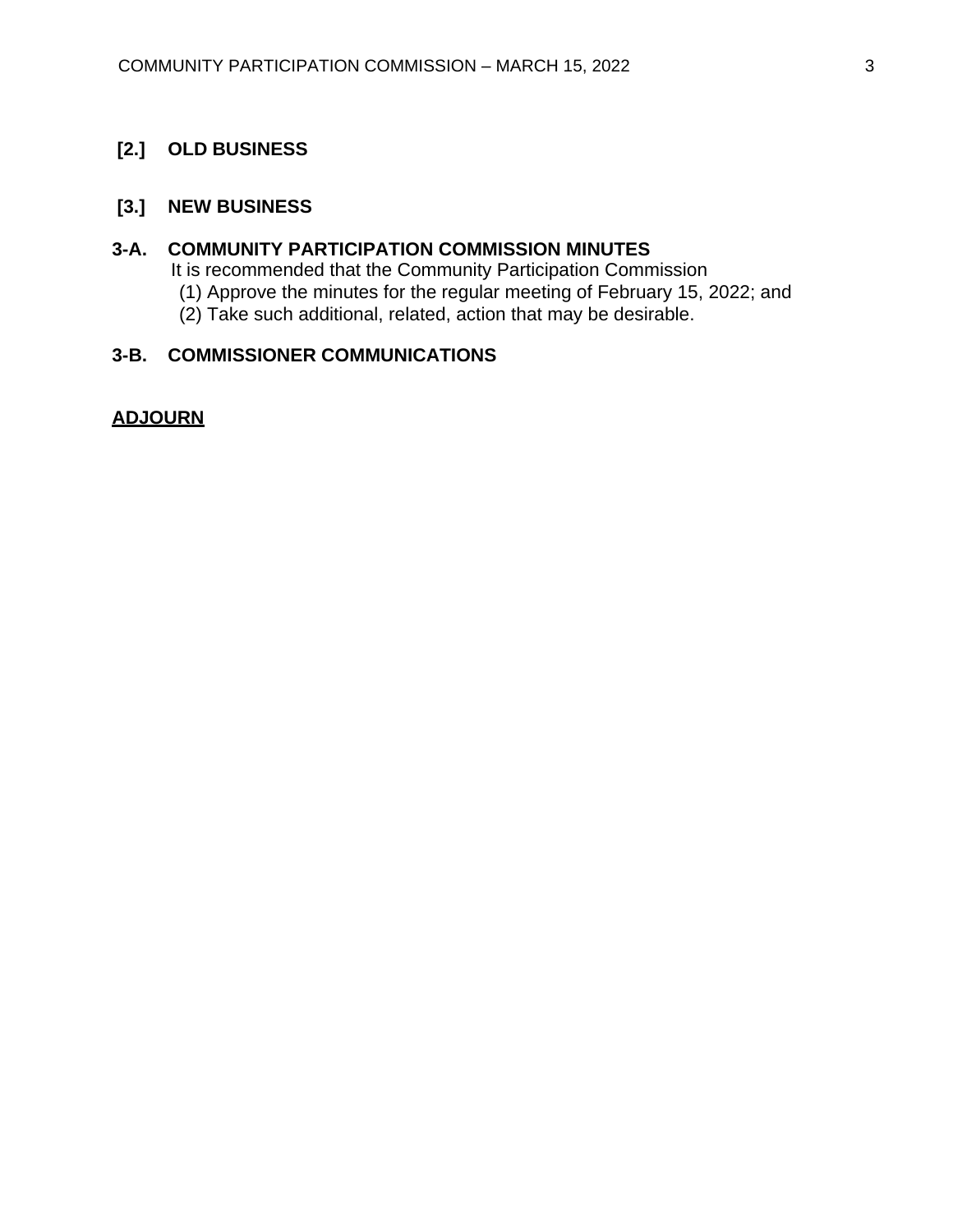## [2.] OLD BUSINESS

## [3.] NEW BUSINESS

### 3-A. COMMUNITY PARTICIPATION COMMISSION MINUTES

It is recommended that the Community Participation Commission

(1) Approve the minutes for the regular meeting of February 15, 2022; and

(2) Take such additional, related, action that may be desirable.

### 3-B. COMMISSIONER COMMUNICATIONS

**ADJOURN**